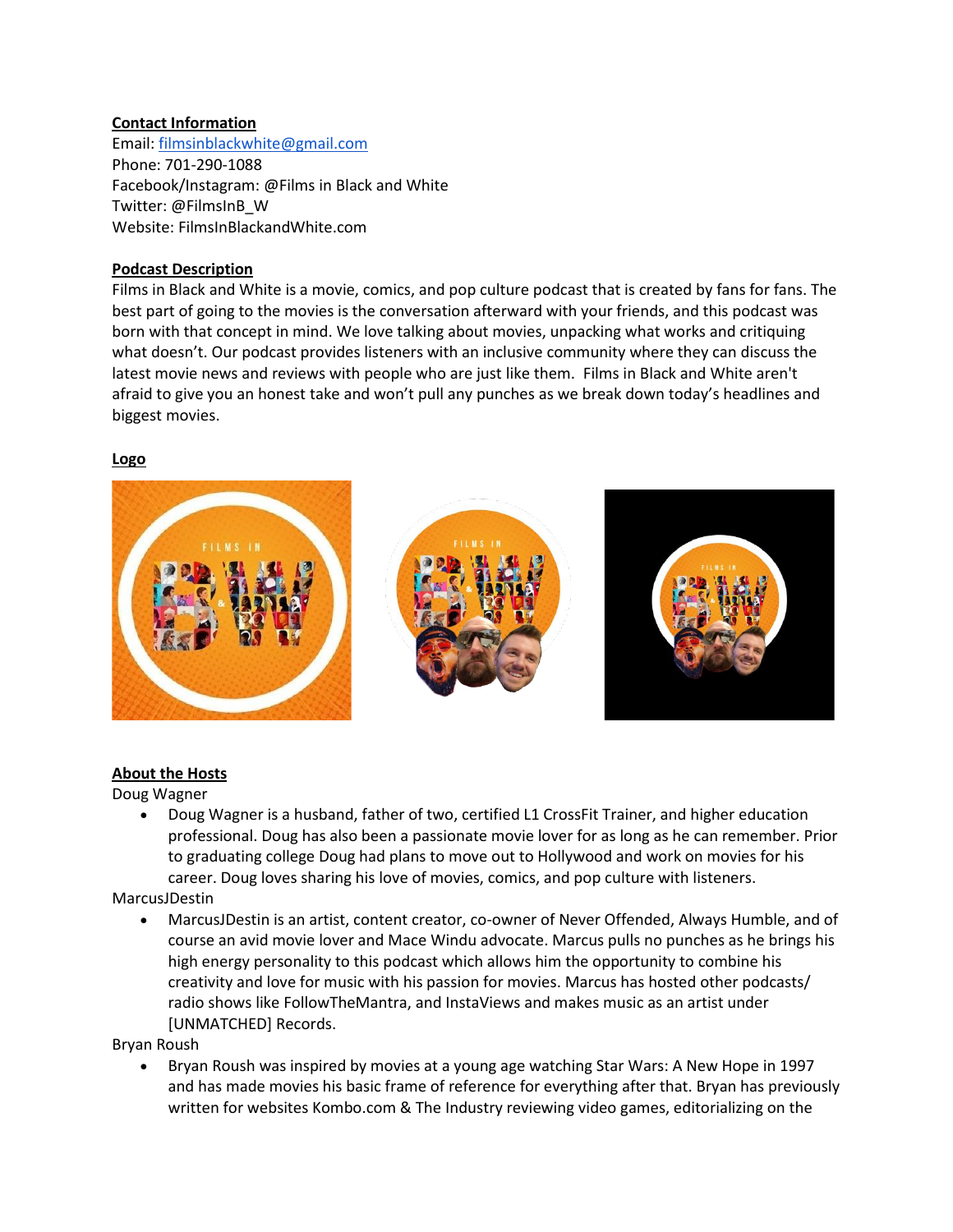**Contact Information**

Email: filmsinblackwhite@gmail.com
Phone: 701-290-1088
Facebook/Instagram: @Films in Black and White
Twitter: @FilmsInB_W
Website: FilmsInBlackandWhite.com

**Podcast Description**

Films in Black and White is a movie, comics, and pop culture podcast that is created by fans for fans. The best part of going to the movies is the conversation afterward with your friends, and this podcast was born with that concept in mind. We love talking about movies, unpacking what works and critiquing what doesn't. Our podcast provides listeners with an inclusive community where they can discuss the latest movie news and reviews with people who are just like them. Films in Black and White aren't afraid to give you an honest take and won't pull any punches as we break down today's headlines and biggest movies.

**Logo**

**About the Hosts**

Doug Wagner

- Doug Wagner is a husband, father of two, certified L1 CrossFit Trainer, and higher education professional. Doug has also been a passionate movie lover for as long as he can remember. Prior to graduating college Doug had plans to move out to Hollywood and work on movies for his career. Doug loves sharing his love of movies, comics, and pop culture with listeners.

MarcusJDestin

- MarcusJDestin is an artist, content creator, co-owner of Never Offended, Always Humble, and of course an avid movie lover and Mace Windu advocate. Marcus pulls no punches as he brings his high energy personality to this podcast which allows him the opportunity to combine his creativity and love for music with his passion for movies. Marcus has hosted other podcasts/ radio shows like FollowTheMantra, and InstaViews and makes music as an artist under [UNMATCHED] Records.

Bryan Roush

- Bryan Roush was inspired by movies at a young age watching Star Wars: A New Hope in 1997 and has made movies his basic frame of reference for everything after that. Bryan has previously written for websites Kombo.com & The Industry reviewing video games, editorializing on the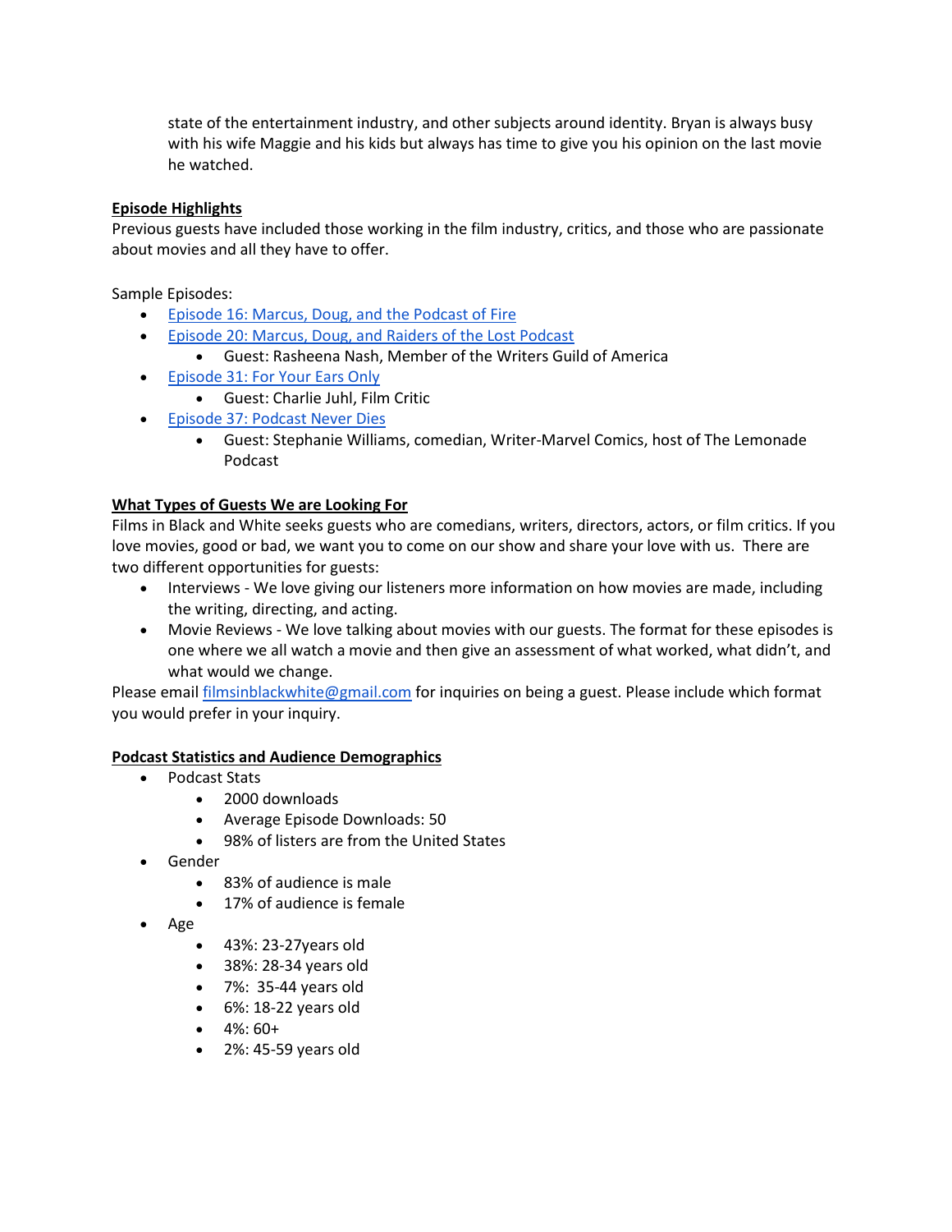state of the entertainment industry, and other subjects around identity. Bryan is always busy with his wife Maggie and his kids but always has time to give you his opinion on the last movie he watched.

## Episode Highlights

Previous guests have included those working in the film industry, critics, and those who are passionate about movies and all they have to offer.

Sample Episodes:

- Episode 16: Marcus, Doug, and the Podcast of Fire
- Episode 20: Marcus, Doug, and Raiders of the Lost Podcast
  - Guest: Rasheena Nash, Member of the Writers Guild of America
- Episode 31: For Your Ears Only
  - Guest: Charlie Juhl, Film Critic
- Episode 37: Podcast Never Dies
  - Guest: Stephanie Williams, comedian, Writer-Marvel Comics, host of The Lemonade Podcast

## What Types of Guests We are Looking For

Films in Black and White seeks guests who are comedians, writers, directors, actors, or film critics. If you love movies, good or bad, we want you to come on our show and share your love with us. There are two different opportunities for guests:

- Interviews - We love giving our listeners more information on how movies are made, including the writing, directing, and acting.
- Movie Reviews - We love talking about movies with our guests. The format for these episodes is one where we all watch a movie and then give an assessment of what worked, what didn't, and what would we change.

Please email filmsinblackwhite@gmail.com for inquiries on being a guest. Please include which format you would prefer in your inquiry.

## Podcast Statistics and Audience Demographics

- Podcast Stats
  - 2000 downloads
  - Average Episode Downloads: 50
  - 98% of listers are from the United States
- Gender
  - 83% of audience is male
  - 17% of audience is female
- Age
  - 43%: 23-27years old
  - 38%: 28-34 years old
  - 7%: 35-44 years old
  - 6%: 18-22 years old
  - 4%: 60+
  - 2%: 45-59 years old